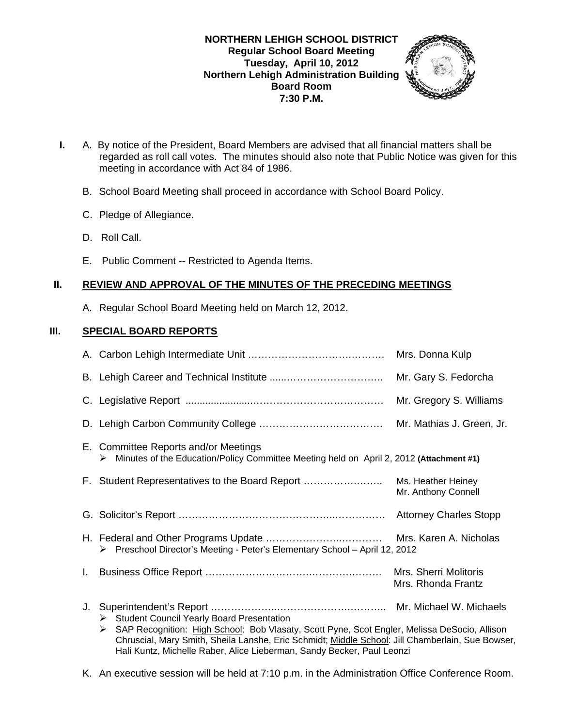**NORTHERN LEHIGH SCHOOL DISTRICT**
**Regular School Board Meeting**
**Tuesday, April 10, 2012**
**Northern Lehigh Administration Building**
**Board Room**
**7:30 P.M.**

**I.** A. By notice of the President, Board Members are advised that all financial matters shall be regarded as roll call votes. The minutes should also note that Public Notice was given for this meeting in accordance with Act 84 of 1986.

B. School Board Meeting shall proceed in accordance with School Board Policy.

C. Pledge of Allegiance.

D. Roll Call.

E. Public Comment -- Restricted to Agenda Items.

## II. REVIEW AND APPROVAL OF THE MINUTES OF THE PRECEDING MEETINGS

A. Regular School Board Meeting held on March 12, 2012.

## III. SPECIAL BOARD REPORTS

A. Carbon Lehigh Intermediate Unit …………………………………… Mrs. Donna Kulp

B. Lehigh Career and Technical Institute ………………………………… Mr. Gary S. Fedorcha

C. Legislative Report ……………………………………………………… Mr. Gregory S. Williams

D. Lehigh Carbon Community College ………………………………… Mr. Mathias J. Green, Jr.

E. Committee Reports and/or Meetings
- Minutes of the Education/Policy Committee Meeting held on April 2, 2012 **(Attachment #1)**

F. Student Representatives to the Board Report …………………… Ms. Heather Heiney, Mr. Anthony Connell

G. Solicitor's Report ……………………………………………………… Attorney Charles Stopp

H. Federal and Other Programs Update ………………………………… Mrs. Karen A. Nicholas
- Preschool Director's Meeting - Peter's Elementary School – April 12, 2012

I. Business Office Report ………………………………………………… Mrs. Sherri Molitoris, Mrs. Rhonda Frantz

J. Superintendent's Report ……………………………………………… Mr. Michael W. Michaels
- Student Council Yearly Board Presentation
- SAP Recognition: High School: Bob Vlasaty, Scott Pyne, Scot Engler, Melissa DeSocio, Allison Chruscial, Mary Smith, Sheila Lanshe, Eric Schmidt; Middle School: Jill Chamberlain, Sue Bowser, Hali Kuntz, Michelle Raber, Alice Lieberman, Sandy Becker, Paul Leonzi

K. An executive session will be held at 7:10 p.m. in the Administration Office Conference Room.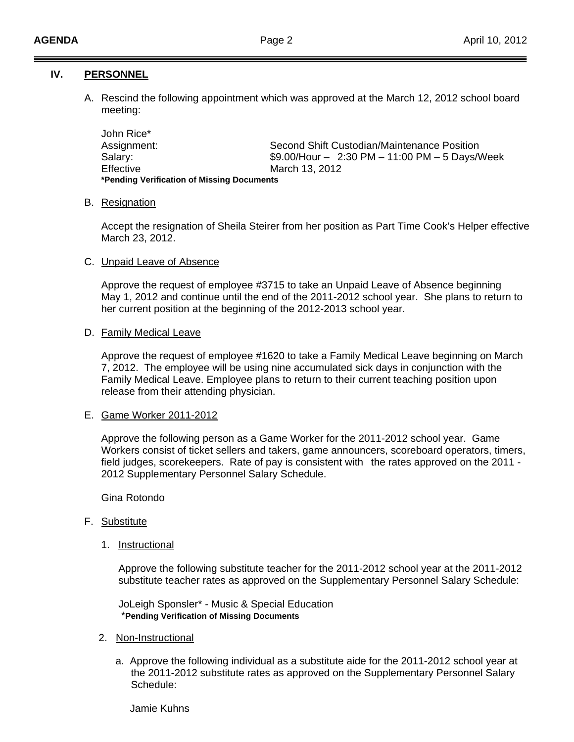## IV. PERSONNEL

A. Rescind the following appointment which was approved at the March 12, 2012 school board meeting:

John Rice*
Assignment: Second Shift Custodian/Maintenance Position
Salary: $9.00/Hour – 2:30 PM – 11:00 PM – 5 Days/Week
Effective March 13, 2012
**\*Pending Verification of Missing Documents**

B. Resignation

Accept the resignation of Sheila Steirer from her position as Part Time Cook's Helper effective March 23, 2012.

C. Unpaid Leave of Absence

Approve the request of employee #3715 to take an Unpaid Leave of Absence beginning May 1, 2012 and continue until the end of the 2011-2012 school year. She plans to return to her current position at the beginning of the 2012-2013 school year.

D. Family Medical Leave

Approve the request of employee #1620 to take a Family Medical Leave beginning on March 7, 2012. The employee will be using nine accumulated sick days in conjunction with the Family Medical Leave. Employee plans to return to their current teaching position upon release from their attending physician.

E. Game Worker 2011-2012

Approve the following person as a Game Worker for the 2011-2012 school year. Game Workers consist of ticket sellers and takers, game announcers, scoreboard operators, timers, field judges, scorekeepers. Rate of pay is consistent with the rates approved on the 2011 - 2012 Supplementary Personnel Salary Schedule.

Gina Rotondo

F. Substitute

1. Instructional

   Approve the following substitute teacher for the 2011-2012 school year at the 2011-2012 substitute teacher rates as approved on the Supplementary Personnel Salary Schedule:

   JoLeigh Sponsler* - Music & Special Education
   **\*Pending Verification of Missing Documents**

2. Non-Instructional

   a. Approve the following individual as a substitute aide for the 2011-2012 school year at the 2011-2012 substitute rates as approved on the Supplementary Personnel Salary Schedule:

   Jamie Kuhns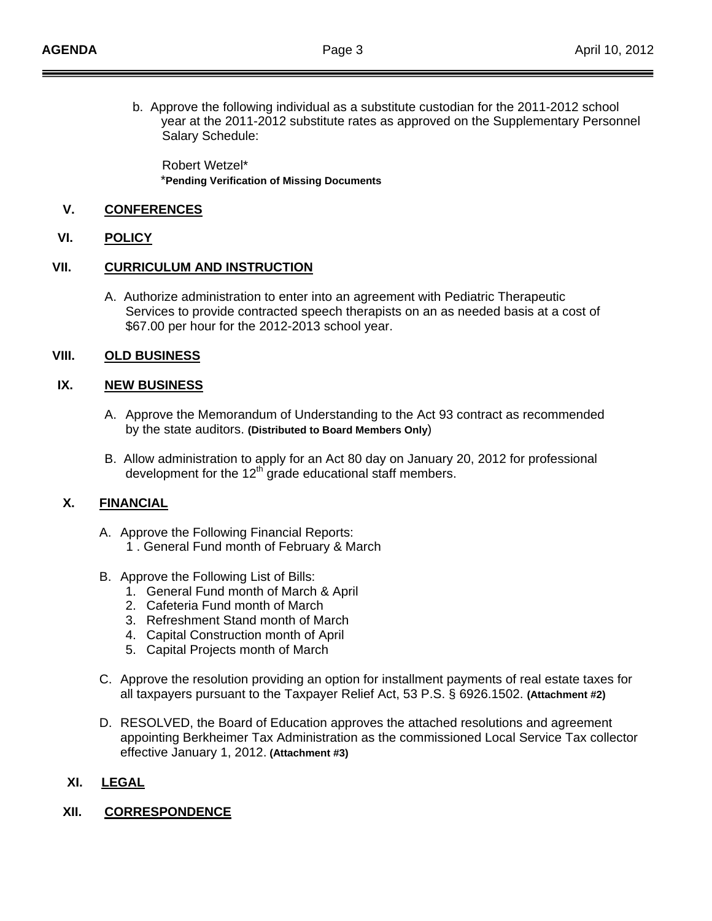b. Approve the following individual as a substitute custodian for the 2011-2012 school year at the 2011-2012 substitute rates as approved on the Supplementary Personnel Salary Schedule:

Robert Wetzel*
***Pending Verification of Missing Documents**

## V. CONFERENCES

## VI. POLICY

## VII. CURRICULUM AND INSTRUCTION

A. Authorize administration to enter into an agreement with Pediatric Therapeutic Services to provide contracted speech therapists on an as needed basis at a cost of $67.00 per hour for the 2012-2013 school year.

## VIII. OLD BUSINESS

## IX. NEW BUSINESS

A. Approve the Memorandum of Understanding to the Act 93 contract as recommended by the state auditors. **(Distributed to Board Members Only)**

B. Allow administration to apply for an Act 80 day on January 20, 2012 for professional development for the 12th grade educational staff members.

## X. FINANCIAL

A. Approve the Following Financial Reports:
   1. General Fund month of February & March

B. Approve the Following List of Bills:
   1. General Fund month of March & April
   2. Cafeteria Fund month of March
   3. Refreshment Stand month of March
   4. Capital Construction month of April
   5. Capital Projects month of March

C. Approve the resolution providing an option for installment payments of real estate taxes for all taxpayers pursuant to the Taxpayer Relief Act, 53 P.S. § 6926.1502. **(Attachment #2)**

D. RESOLVED, the Board of Education approves the attached resolutions and agreement appointing Berkheimer Tax Administration as the commissioned Local Service Tax collector effective January 1, 2012. **(Attachment #3)**

## XI. LEGAL

## XII. CORRESPONDENCE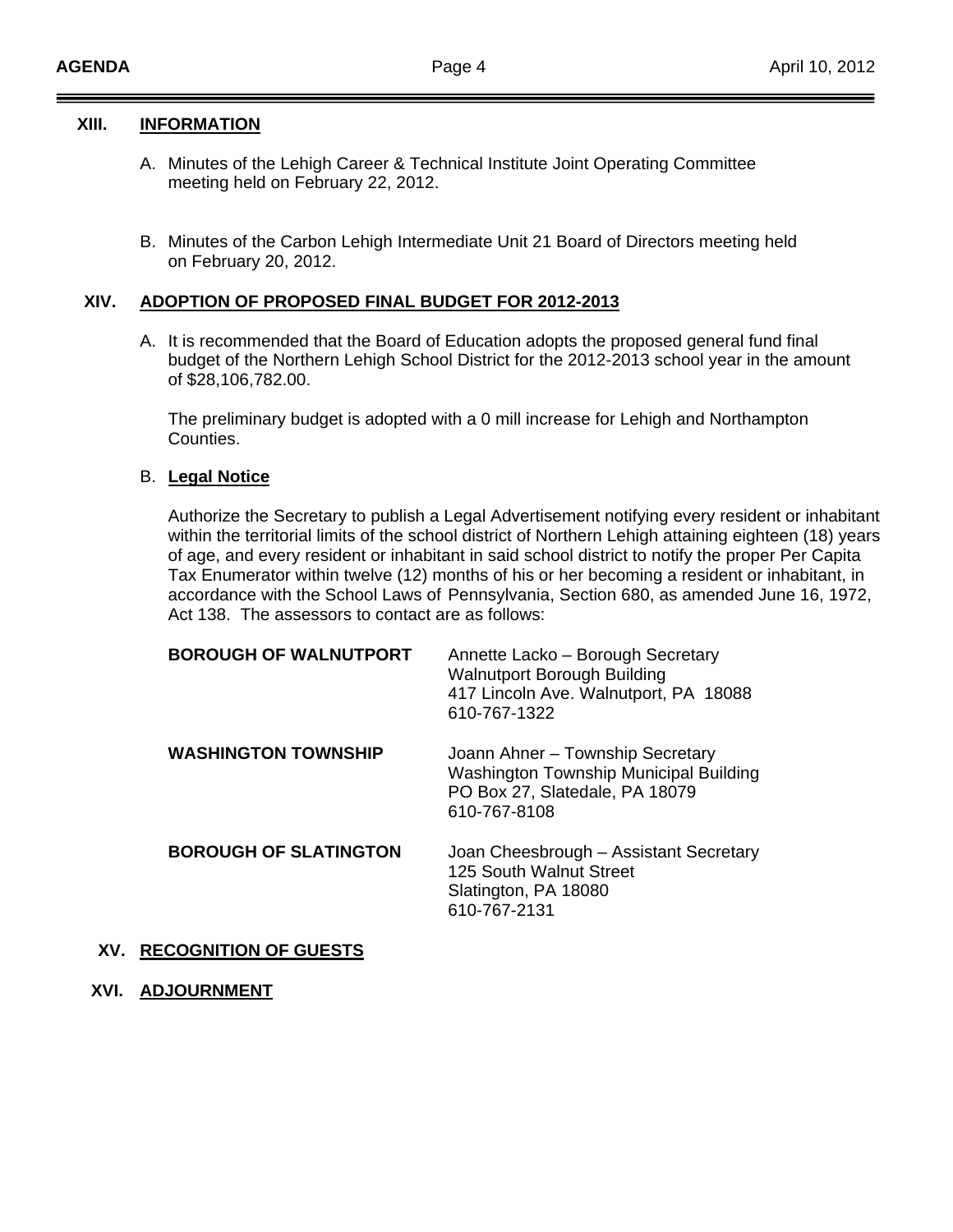## XIII. INFORMATION

A. Minutes of the Lehigh Career & Technical Institute Joint Operating Committee meeting held on February 22, 2012.

B. Minutes of the Carbon Lehigh Intermediate Unit 21 Board of Directors meeting held on February 20, 2012.

## XIV. ADOPTION OF PROPOSED FINAL BUDGET FOR 2012-2013

A. It is recommended that the Board of Education adopts the proposed general fund final budget of the Northern Lehigh School District for the 2012-2013 school year in the amount of $28,106,782.00.

The preliminary budget is adopted with a 0 mill increase for Lehigh and Northampton Counties.

B. **Legal Notice**

Authorize the Secretary to publish a Legal Advertisement notifying every resident or inhabitant within the territorial limits of the school district of Northern Lehigh attaining eighteen (18) years of age, and every resident or inhabitant in said school district to notify the proper Per Capita Tax Enumerator within twelve (12) months of his or her becoming a resident or inhabitant, in accordance with the School Laws of Pennsylvania, Section 680, as amended June 16, 1972, Act 138. The assessors to contact are as follows:

| | |
|---|---|
| **BOROUGH OF WALNUTPORT** | Annette Lacko – Borough Secretary<br>Walnutport Borough Building<br>417 Lincoln Ave. Walnutport, PA 18088<br>610-767-1322 |
| **WASHINGTON TOWNSHIP** | Joann Ahner – Township Secretary<br>Washington Township Municipal Building<br>PO Box 27, Slatedale, PA 18079<br>610-767-8108 |
| **BOROUGH OF SLATINGTON** | Joan Cheesbrough – Assistant Secretary<br>125 South Walnut Street<br>Slatington, PA 18080<br>610-767-2131 |

## XV. RECOGNITION OF GUESTS

## XVI. ADJOURNMENT